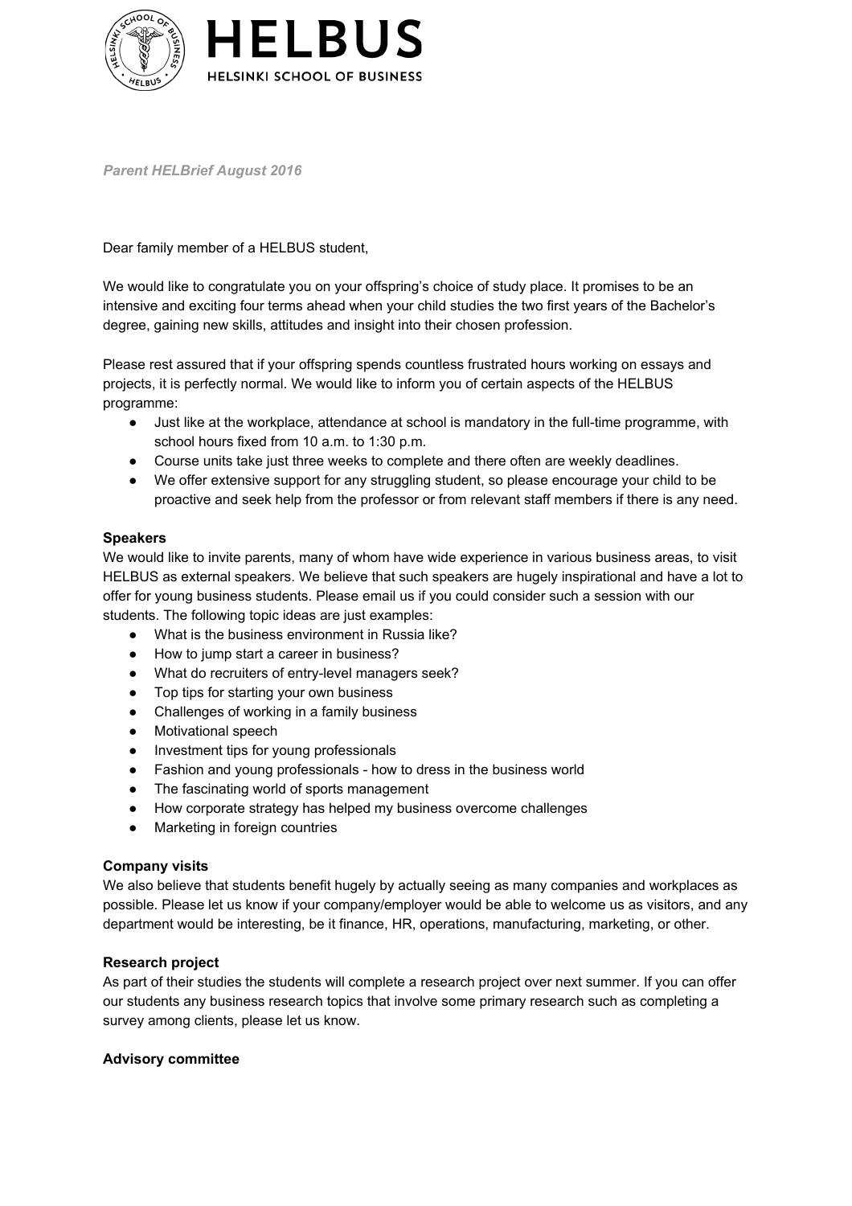# HELBUS

HELSINKI SCHOOL OF BUSINESS

*Parent HELBrief August 2016*

Dear family member of a HELBUS student,

We would like to congratulate you on your offspring's choice of study place. It promises to be an intensive and exciting four terms ahead when your child studies the two first years of the Bachelor's degree, gaining new skills, attitudes and insight into their chosen profession.

Please rest assured that if your offspring spends countless frustrated hours working on essays and projects, it is perfectly normal. We would like to inform you of certain aspects of the HELBUS programme:

- Just like at the workplace, attendance at school is mandatory in the full-time programme, with school hours fixed from 10 a.m. to 1:30 p.m.
- Course units take just three weeks to complete and there often are weekly deadlines.
- We offer extensive support for any struggling student, so please encourage your child to be proactive and seek help from the professor or from relevant staff members if there is any need.

**Speakers**

We would like to invite parents, many of whom have wide experience in various business areas, to visit HELBUS as external speakers. We believe that such speakers are hugely inspirational and have a lot to offer for young business students. Please email us if you could consider such a session with our students. The following topic ideas are just examples:

- What is the business environment in Russia like?
- How to jump start a career in business?
- What do recruiters of entry-level managers seek?
- Top tips for starting your own business
- Challenges of working in a family business
- Motivational speech
- Investment tips for young professionals
- Fashion and young professionals - how to dress in the business world
- The fascinating world of sports management
- How corporate strategy has helped my business overcome challenges
- Marketing in foreign countries

**Company visits**

We also believe that students benefit hugely by actually seeing as many companies and workplaces as possible. Please let us know if your company/employer would be able to welcome us as visitors, and any department would be interesting, be it finance, HR, operations, manufacturing, marketing, or other.

**Research project**

As part of their studies the students will complete a research project over next summer. If you can offer our students any business research topics that involve some primary research such as completing a survey among clients, please let us know.

**Advisory committee**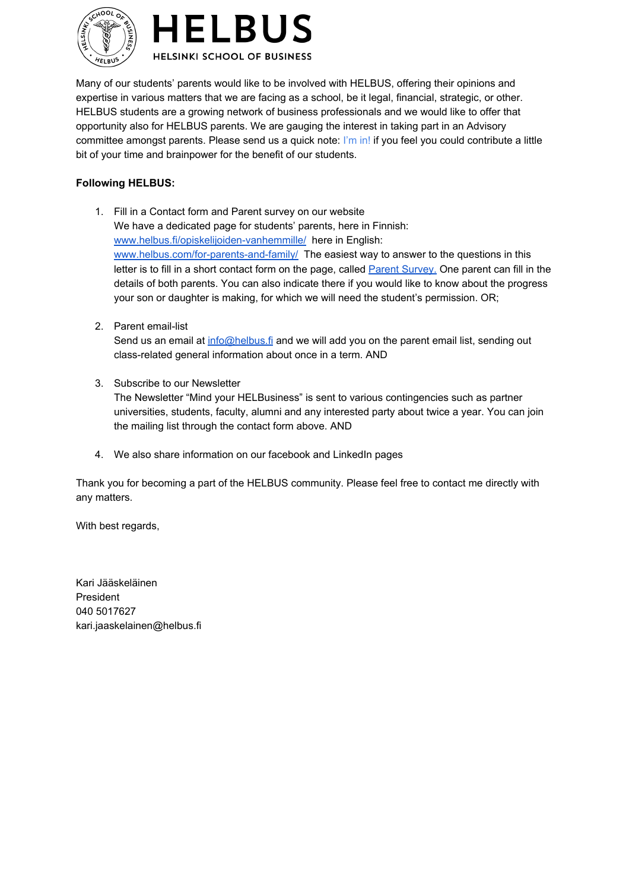Many of our students' parents would like to be involved with HELBUS, offering their opinions and expertise in various matters that we are facing as a school, be it legal, financial, strategic, or other. HELBUS students are a growing network of business professionals and we would like to offer that opportunity also for HELBUS parents. We are gauging the interest in taking part in an Advisory committee amongst parents. Please send us a quick note: I'm in! if you feel you could contribute a little bit of your time and brainpower for the benefit of our students.

**Following HELBUS:**

1. Fill in a Contact form and Parent survey on our website
   We have a dedicated page for students' parents, here in Finnish: www.helbus.fi/opiskelijoiden-vanhemmille/ here in English: www.helbus.com/for-parents-and-family/ The easiest way to answer to the questions in this letter is to fill in a short contact form on the page, called Parent Survey. One parent can fill in the details of both parents. You can also indicate there if you would like to know about the progress your son or daughter is making, for which we will need the student's permission. OR;

2. Parent email-list
   Send us an email at info@helbus.fi and we will add you on the parent email list, sending out class-related general information about once in a term. AND

3. Subscribe to our Newsletter
   The Newsletter "Mind your HELBusiness" is sent to various contingencies such as partner universities, students, faculty, alumni and any interested party about twice a year. You can join the mailing list through the contact form above. AND

4. We also share information on our facebook and LinkedIn pages

Thank you for becoming a part of the HELBUS community. Please feel free to contact me directly with any matters.

With best regards,

Kari Jääskeläinen
President
040 5017627
kari.jaaskelainen@helbus.fi